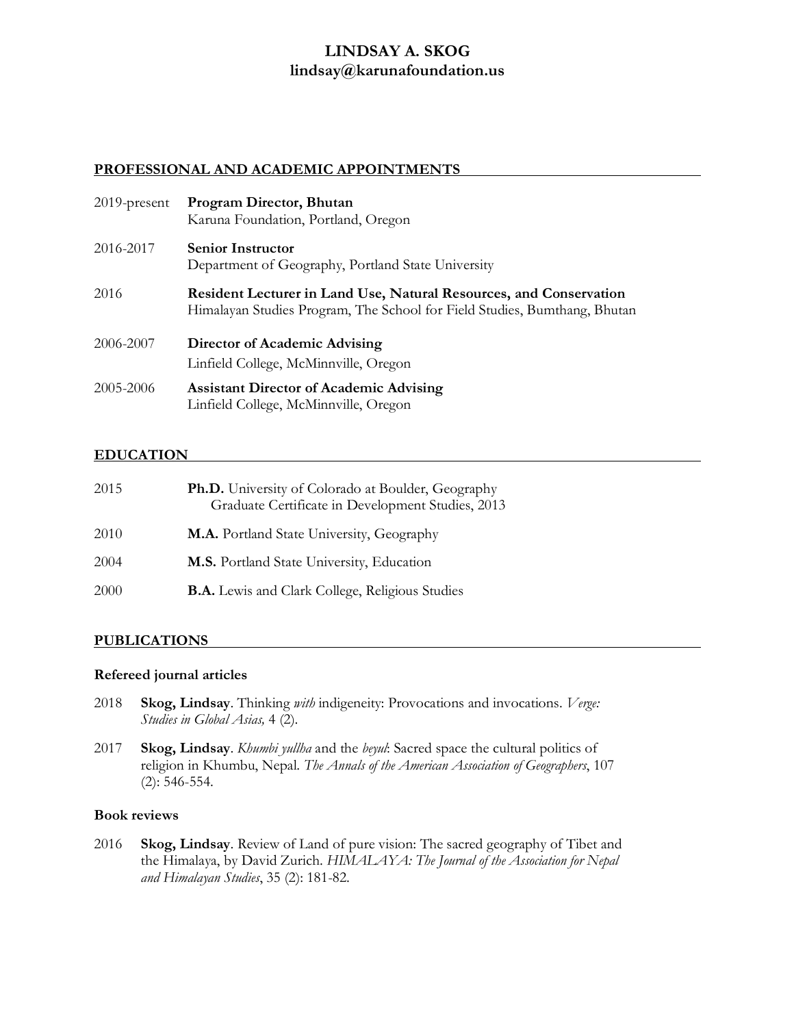# LINDSAY A. SKOG
**lindsay@karunafoundation.us**

## PROFESSIONAL AND ACADEMIC APPOINTMENTS

2019-present **Program Director, Bhutan**
Karuna Foundation, Portland, Oregon

2016-2017 **Senior Instructor**
Department of Geography, Portland State University

2016 **Resident Lecturer in Land Use, Natural Resources, and Conservation**
Himalayan Studies Program, The School for Field Studies, Bumthang, Bhutan

2006-2007 **Director of Academic Advising**
Linfield College, McMinnville, Oregon

2005-2006 **Assistant Director of Academic Advising**
Linfield College, McMinnville, Oregon

## EDUCATION

2015 **Ph.D.** University of Colorado at Boulder, Geography
Graduate Certificate in Development Studies, 2013

2010 **M.A.** Portland State University, Geography

2004 **M.S.** Portland State University, Education

2000 **B.A.** Lewis and Clark College, Religious Studies

## PUBLICATIONS

### Refereed journal articles

2018 **Skog, Lindsay**. Thinking *with* indigeneity: Provocations and invocations. *Verge: Studies in Global Asias,* 4 (2).

2017 **Skog, Lindsay**. *Khumbi yullha* and the *beyul*: Sacred space the cultural politics of religion in Khumbu, Nepal. *The Annals of the American Association of Geographers*, 107 (2): 546-554.

### Book reviews

2016 **Skog, Lindsay**. Review of Land of pure vision: The sacred geography of Tibet and the Himalaya, by David Zurich. *HIMALAYA: The Journal of the Association for Nepal and Himalayan Studies*, 35 (2): 181-82.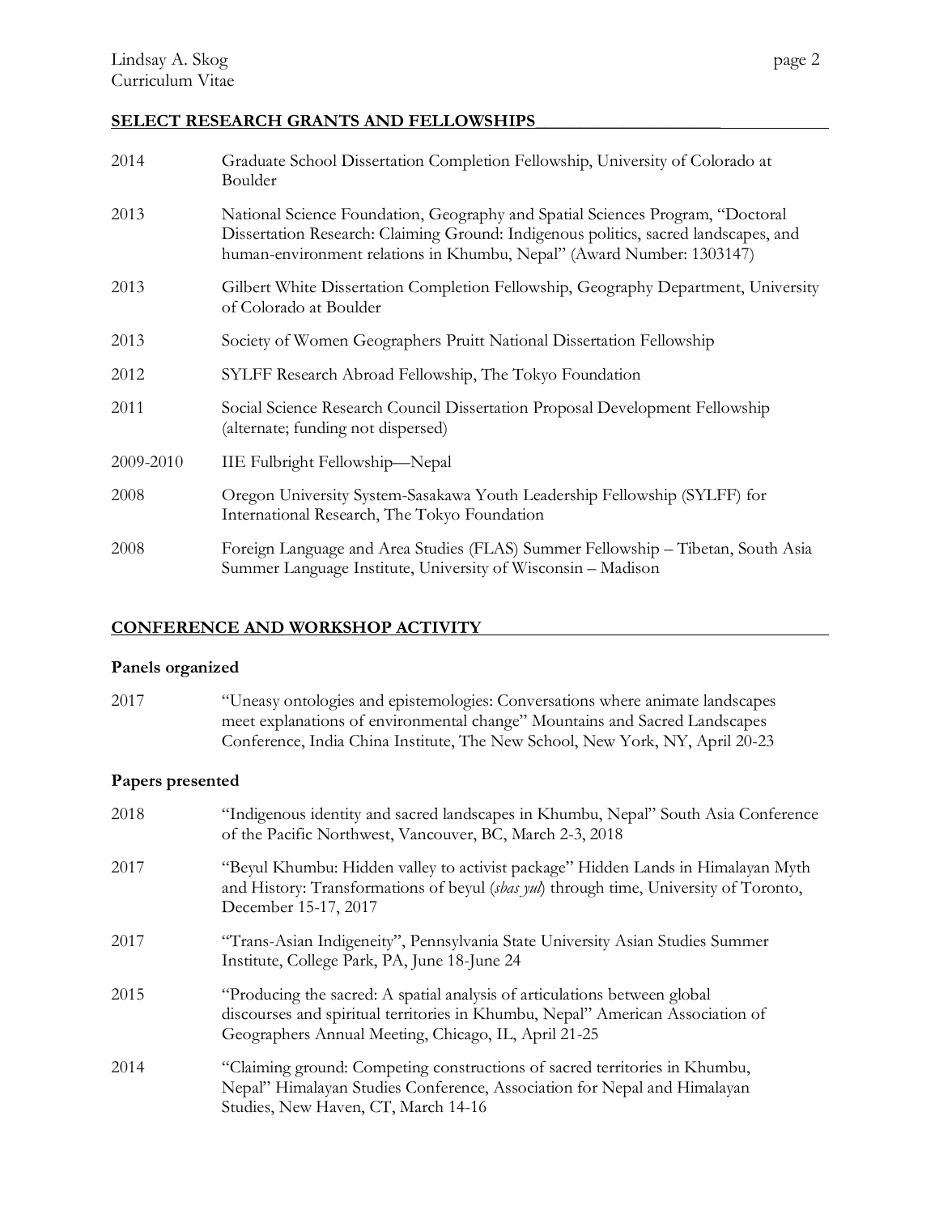## SELECT RESEARCH GRANTS AND FELLOWSHIPS

2014 Graduate School Dissertation Completion Fellowship, University of Colorado at Boulder

2013 National Science Foundation, Geography and Spatial Sciences Program, "Doctoral Dissertation Research: Claiming Ground: Indigenous politics, sacred landscapes, and human-environment relations in Khumbu, Nepal" (Award Number: 1303147)

2013 Gilbert White Dissertation Completion Fellowship, Geography Department, University of Colorado at Boulder

2013 Society of Women Geographers Pruitt National Dissertation Fellowship

2012 SYLFF Research Abroad Fellowship, The Tokyo Foundation

2011 Social Science Research Council Dissertation Proposal Development Fellowship (alternate; funding not dispersed)

2009-2010 IIE Fulbright Fellowship—Nepal

2008 Oregon University System-Sasakawa Youth Leadership Fellowship (SYLFF) for International Research, The Tokyo Foundation

2008 Foreign Language and Area Studies (FLAS) Summer Fellowship – Tibetan, South Asia Summer Language Institute, University of Wisconsin – Madison

## CONFERENCE AND WORKSHOP ACTIVITY

### Panels organized

2017 "Uneasy ontologies and epistemologies: Conversations where animate landscapes meet explanations of environmental change" Mountains and Sacred Landscapes Conference, India China Institute, The New School, New York, NY, April 20-23

### Papers presented

2018 "Indigenous identity and sacred landscapes in Khumbu, Nepal" South Asia Conference of the Pacific Northwest, Vancouver, BC, March 2-3, 2018

2017 "Beyul Khumbu: Hidden valley to activist package" Hidden Lands in Himalayan Myth and History: Transformations of beyul (*sbas yul*) through time, University of Toronto, December 15-17, 2017

2017 "Trans-Asian Indigeneity", Pennsylvania State University Asian Studies Summer Institute, College Park, PA, June 18-June 24

2015 "Producing the sacred: A spatial analysis of articulations between global discourses and spiritual territories in Khumbu, Nepal" American Association of Geographers Annual Meeting, Chicago, IL, April 21-25

2014 "Claiming ground: Competing constructions of sacred territories in Khumbu, Nepal" Himalayan Studies Conference, Association for Nepal and Himalayan Studies, New Haven, CT, March 14-16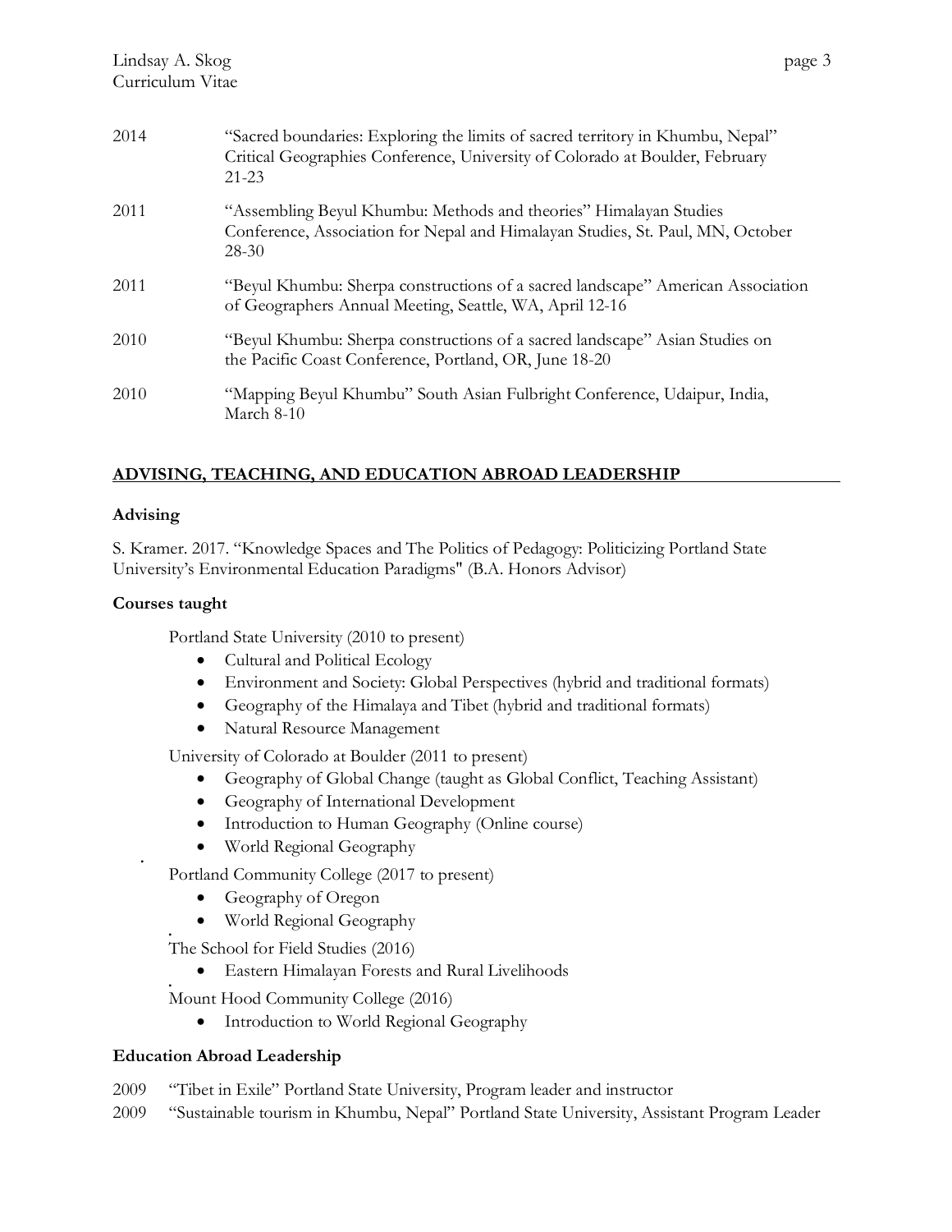2014 “Sacred boundaries: Exploring the limits of sacred territory in Khumbu, Nepal” Critical Geographies Conference, University of Colorado at Boulder, February 21-23

2011 “Assembling Beyul Khumbu: Methods and theories” Himalayan Studies Conference, Association for Nepal and Himalayan Studies, St. Paul, MN, October 28-30

2011 “Beyul Khumbu: Sherpa constructions of a sacred landscape” American Association of Geographers Annual Meeting, Seattle, WA, April 12-16

2010 “Beyul Khumbu: Sherpa constructions of a sacred landscape” Asian Studies on the Pacific Coast Conference, Portland, OR, June 18-20

2010 “Mapping Beyul Khumbu” South Asian Fulbright Conference, Udaipur, India, March 8-10

## ADVISING, TEACHING, AND EDUCATION ABROAD LEADERSHIP

### Advising

S. Kramer. 2017. “Knowledge Spaces and The Politics of Pedagogy: Politicizing Portland State University’s Environmental Education Paradigms" (B.A. Honors Advisor)

### Courses taught

Portland State University (2010 to present)

- Cultural and Political Ecology
- Environment and Society: Global Perspectives (hybrid and traditional formats)
- Geography of the Himalaya and Tibet (hybrid and traditional formats)
- Natural Resource Management

University of Colorado at Boulder (2011 to present)

- Geography of Global Change (taught as Global Conflict, Teaching Assistant)
- Geography of International Development
- Introduction to Human Geography (Online course)
- World Regional Geography

Portland Community College (2017 to present)

- Geography of Oregon
- World Regional Geography

The School for Field Studies (2016)

- Eastern Himalayan Forests and Rural Livelihoods

Mount Hood Community College (2016)

- Introduction to World Regional Geography

### Education Abroad Leadership

2009 “Tibet in Exile” Portland State University, Program leader and instructor

2009 “Sustainable tourism in Khumbu, Nepal” Portland State University, Assistant Program Leader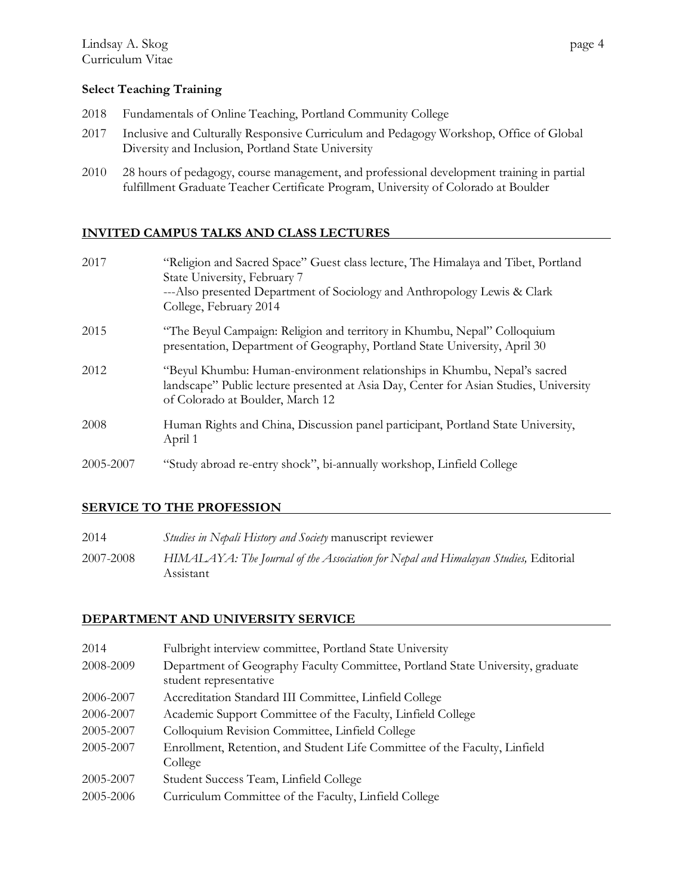### Select Teaching Training

2018 Fundamentals of Online Teaching, Portland Community College

2017 Inclusive and Culturally Responsive Curriculum and Pedagogy Workshop, Office of Global Diversity and Inclusion, Portland State University

2010 28 hours of pedagogy, course management, and professional development training in partial fulfillment Graduate Teacher Certificate Program, University of Colorado at Boulder

## INVITED CAMPUS TALKS AND CLASS LECTURES

2017 "Religion and Sacred Space" Guest class lecture, The Himalaya and Tibet, Portland State University, February 7
---Also presented Department of Sociology and Anthropology Lewis & Clark College, February 2014

2015 "The Beyul Campaign: Religion and territory in Khumbu, Nepal" Colloquium presentation, Department of Geography, Portland State University, April 30

2012 "Beyul Khumbu: Human-environment relationships in Khumbu, Nepal's sacred landscape" Public lecture presented at Asia Day, Center for Asian Studies, University of Colorado at Boulder, March 12

2008 Human Rights and China, Discussion panel participant, Portland State University, April 1

2005-2007 "Study abroad re-entry shock", bi-annually workshop, Linfield College

## SERVICE TO THE PROFESSION

2014 *Studies in Nepali History and Society* manuscript reviewer

2007-2008 *HIMALAYA: The Journal of the Association for Nepal and Himalayan Studies,* Editorial Assistant

## DEPARTMENT AND UNIVERSITY SERVICE

2014 Fulbright interview committee, Portland State University
2008-2009 Department of Geography Faculty Committee, Portland State University, graduate student representative
2006-2007 Accreditation Standard III Committee, Linfield College
2006-2007 Academic Support Committee of the Faculty, Linfield College
2005-2007 Colloquium Revision Committee, Linfield College
2005-2007 Enrollment, Retention, and Student Life Committee of the Faculty, Linfield College
2005-2007 Student Success Team, Linfield College
2005-2006 Curriculum Committee of the Faculty, Linfield College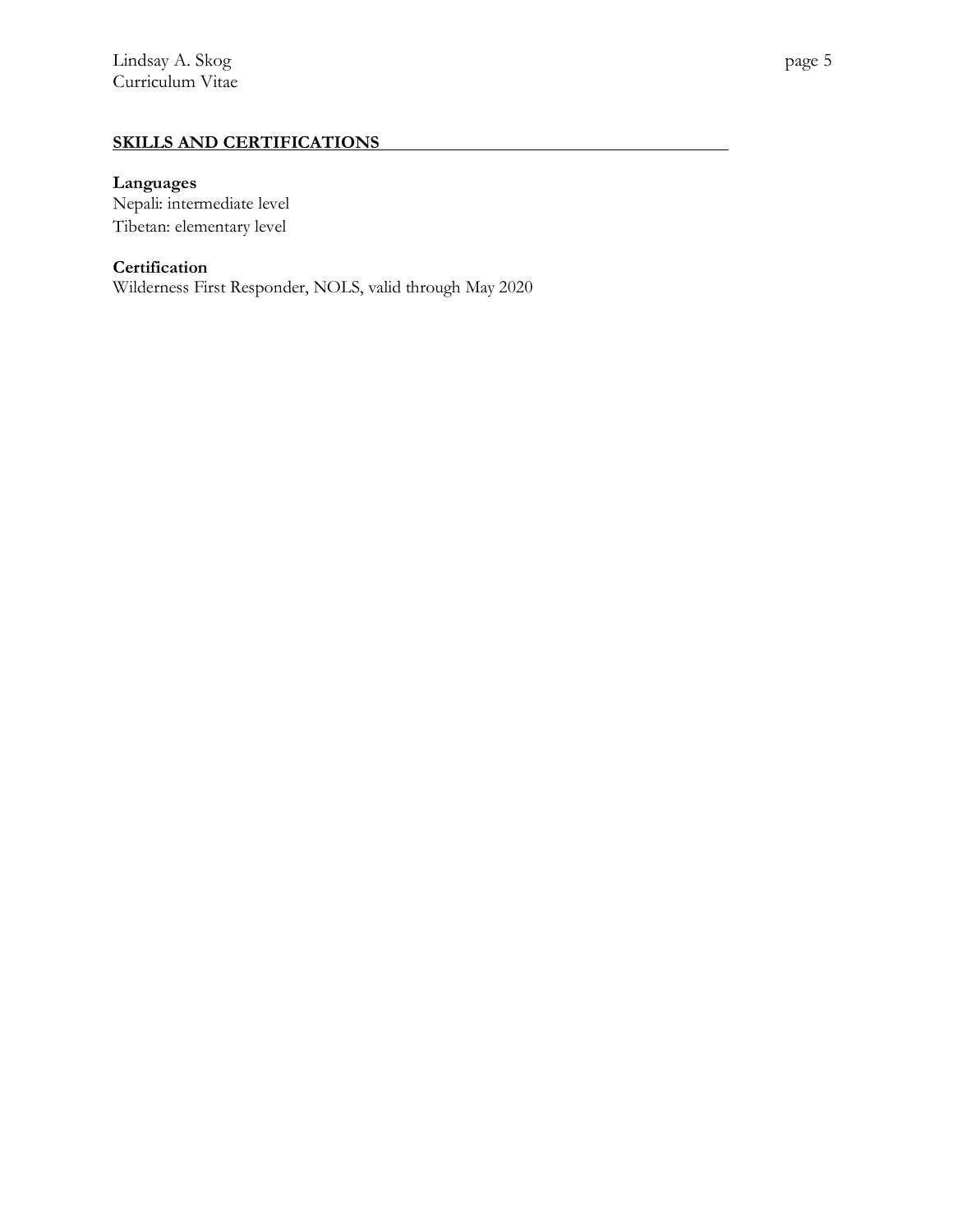## SKILLS AND CERTIFICATIONS

**Languages**
Nepali: intermediate level
Tibetan: elementary level

**Certification**
Wilderness First Responder, NOLS, valid through May 2020